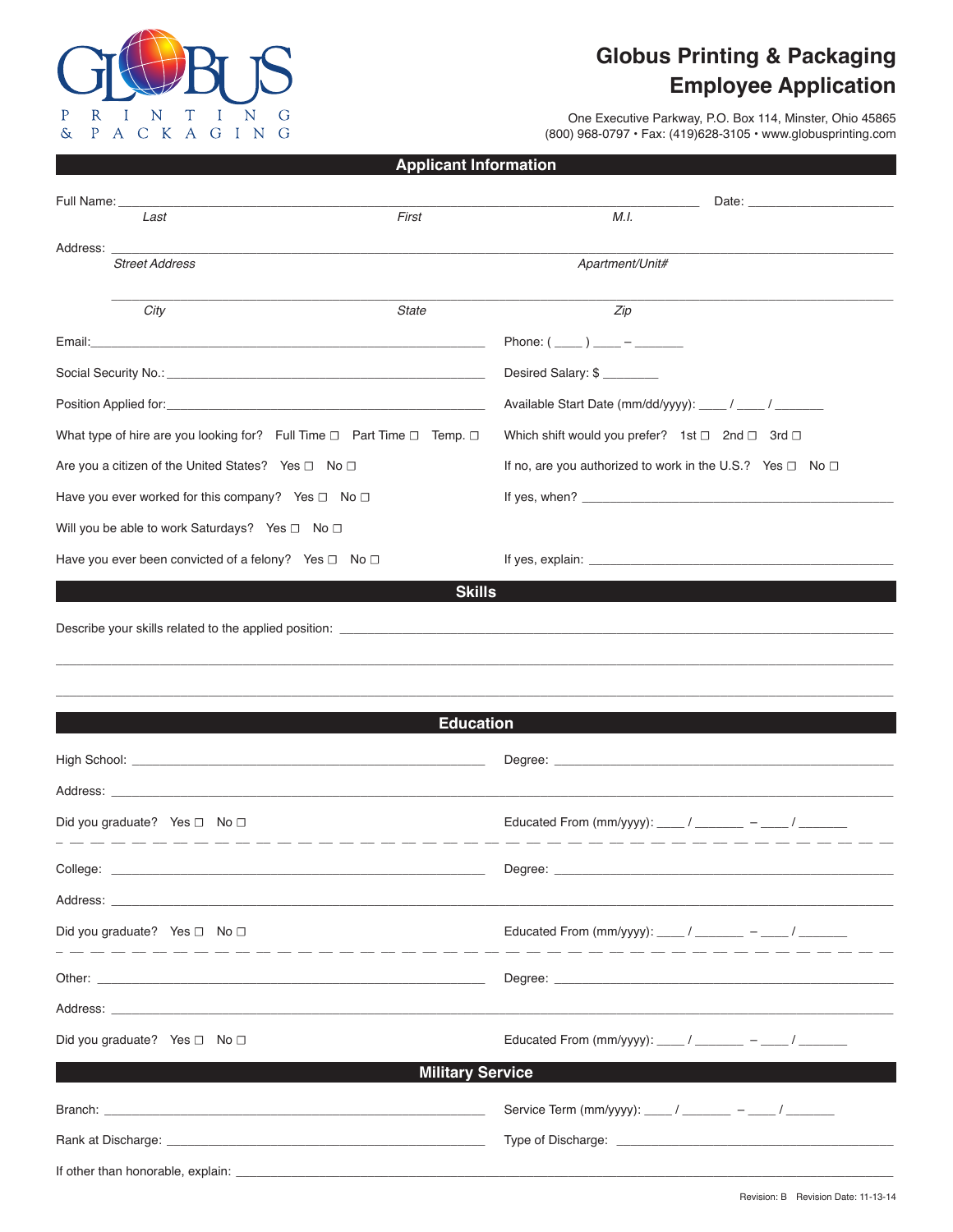GLOBUS PRINTING & PACKAGING

# Globus Printing & Packaging Employee Application

One Executive Parkway, P.O. Box 114, Minster, Ohio 45865
(800) 968-0797 • Fax: (419)628-3105 • www.globusprinting.com

## Applicant Information

Full Name: ______________________________________________ Date: ____________
*Last* *First* *M.I.*

Address: ______________________________________________
*Street Address* *Apartment/Unit#*

______________________________________________
*City* *State* *Zip*

Email: ______________________ Phone: ( ____ ) ____ – _______

Social Security No.: ______________________ Desired Salary: $ ________

Position Applied for: ______________________ Available Start Date (mm/dd/yyyy): ____ / ____ / _______

What type of hire are you looking for? Full Time ☐ Part Time ☐ Temp. ☐

Which shift would you prefer? 1st ☐ 2nd ☐ 3rd ☐

Are you a citizen of the United States? Yes ☐ No ☐

If no, are you authorized to work in the U.S.? Yes ☐ No ☐

Have you ever worked for this company? Yes ☐ No ☐

If yes, when? ______________________

Will you be able to work Saturdays? Yes ☐ No ☐

Have you ever been convicted of a felony? Yes ☐ No ☐

If yes, explain: ______________________

## Skills

Describe your skills related to the applied position: ______________________

______________________________________________

______________________________________________

## Education

High School: ______________________ Degree: ______________________

Address: ______________________________________________

Did you graduate? Yes ☐ No ☐ Educated From (mm/yyyy): ____ / _______ – ____ / _______

College: ______________________ Degree: ______________________

Address: ______________________________________________

Did you graduate? Yes ☐ No ☐ Educated From (mm/yyyy): ____ / _______ – ____ / _______

Other: ______________________ Degree: ______________________

Address: ______________________________________________

Did you graduate? Yes ☐ No ☐ Educated From (mm/yyyy): ____ / _______ – ____ / _______

## Military Service

Branch: ______________________ Service Term (mm/yyyy): ____ / _______ – ____ / _______

Rank at Discharge: ______________________ Type of Discharge: ______________________

If other than honorable, explain: ______________________________________________

Revision: B Revision Date: 11-13-14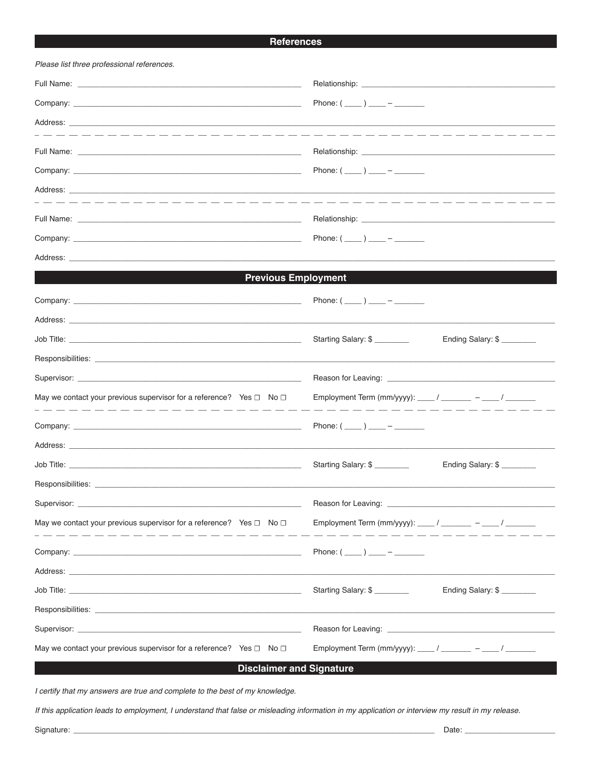## References

*Please list three professional references.*

Full Name: ______________________________ Relationship: ______________________________

Company: ______________________________ Phone: ( ____ ) ____ – _______

Address: ______________________________________________________________________

---

Full Name: ______________________________ Relationship: ______________________________

Company: ______________________________ Phone: ( ____ ) ____ – _______

Address: ______________________________________________________________________

---

Full Name: ______________________________ Relationship: ______________________________

Company: ______________________________ Phone: ( ____ ) ____ – _______

Address: ______________________________________________________________________

## Previous Employment

Company: ______________________________ Phone: ( ____ ) ____ – _______

Address: ______________________________________________________________________

Job Title: ______________________________ Starting Salary: $ ________ Ending Salary: $ ________

Responsibilities: ______________________________________________________________

Supervisor: ______________________________ Reason for Leaving: ______________________

May we contact your previous supervisor for a reference? Yes ☐ No ☐ Employment Term (mm/yyyy): ____ / _______ – ____ / _______

---

Company: ______________________________ Phone: ( ____ ) ____ – _______

Address: ______________________________________________________________________

Job Title: ______________________________ Starting Salary: $ ________ Ending Salary: $ ________

Responsibilities: ______________________________________________________________

Supervisor: ______________________________ Reason for Leaving: ______________________

May we contact your previous supervisor for a reference? Yes ☐ No ☐ Employment Term (mm/yyyy): ____ / _______ – ____ / _______

---

Company: ______________________________ Phone: ( ____ ) ____ – _______

Address: ______________________________________________________________________

Job Title: ______________________________ Starting Salary: $ ________ Ending Salary: $ ________

Responsibilities: ______________________________________________________________

Supervisor: ______________________________ Reason for Leaving: ______________________

May we contact your previous supervisor for a reference? Yes ☐ No ☐ Employment Term (mm/yyyy): ____ / _______ – ____ / _______

## Disclaimer and Signature

*I certify that my answers are true and complete to the best of my knowledge.*

*If this application leads to employment, I understand that false or misleading information in my application or interview my result in my release.*

Signature: ______________________________________________ Date: ____________________